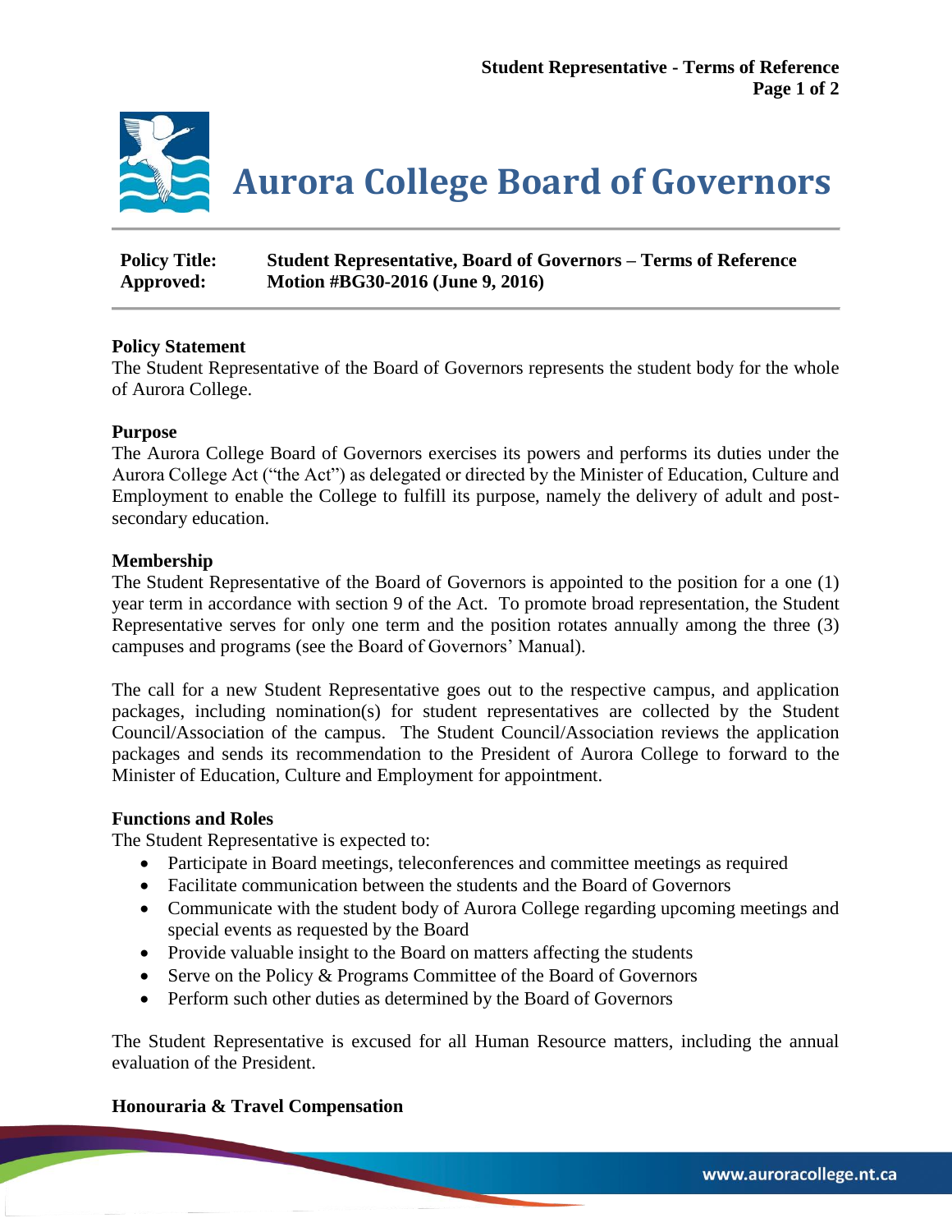# Aurora College Board of Governors

**Policy Title:** Student Representative, Board of Governors – Terms of Reference
**Approved:** Motion #BG30-2016 (June 9, 2016)

**Policy Statement**

The Student Representative of the Board of Governors represents the student body for the whole of Aurora College.

**Purpose**

The Aurora College Board of Governors exercises its powers and performs its duties under the Aurora College Act ("the Act") as delegated or directed by the Minister of Education, Culture and Employment to enable the College to fulfill its purpose, namely the delivery of adult and post-secondary education.

**Membership**

The Student Representative of the Board of Governors is appointed to the position for a one (1) year term in accordance with section 9 of the Act. To promote broad representation, the Student Representative serves for only one term and the position rotates annually among the three (3) campuses and programs (see the Board of Governors' Manual).

The call for a new Student Representative goes out to the respective campus, and application packages, including nomination(s) for student representatives are collected by the Student Council/Association of the campus. The Student Council/Association reviews the application packages and sends its recommendation to the President of Aurora College to forward to the Minister of Education, Culture and Employment for appointment.

**Functions and Roles**

The Student Representative is expected to:

- Participate in Board meetings, teleconferences and committee meetings as required
- Facilitate communication between the students and the Board of Governors
- Communicate with the student body of Aurora College regarding upcoming meetings and special events as requested by the Board
- Provide valuable insight to the Board on matters affecting the students
- Serve on the Policy & Programs Committee of the Board of Governors
- Perform such other duties as determined by the Board of Governors

The Student Representative is excused for all Human Resource matters, including the annual evaluation of the President.

**Honouraria & Travel Compensation**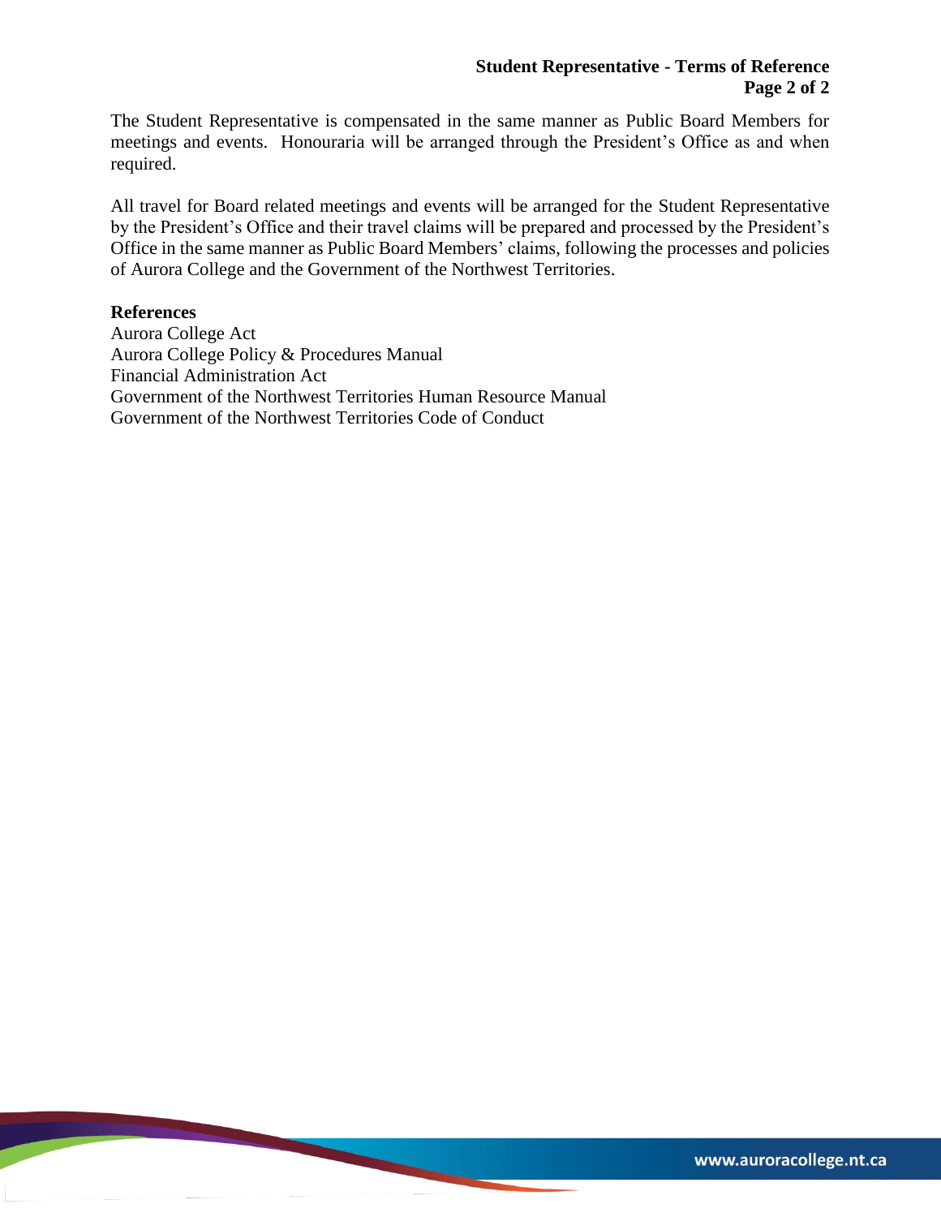The Student Representative is compensated in the same manner as Public Board Members for meetings and events. Honouraria will be arranged through the President's Office as and when required.

All travel for Board related meetings and events will be arranged for the Student Representative by the President's Office and their travel claims will be prepared and processed by the President's Office in the same manner as Public Board Members' claims, following the processes and policies of Aurora College and the Government of the Northwest Territories.

**References**

Aurora College Act
Aurora College Policy & Procedures Manual
Financial Administration Act
Government of the Northwest Territories Human Resource Manual
Government of the Northwest Territories Code of Conduct